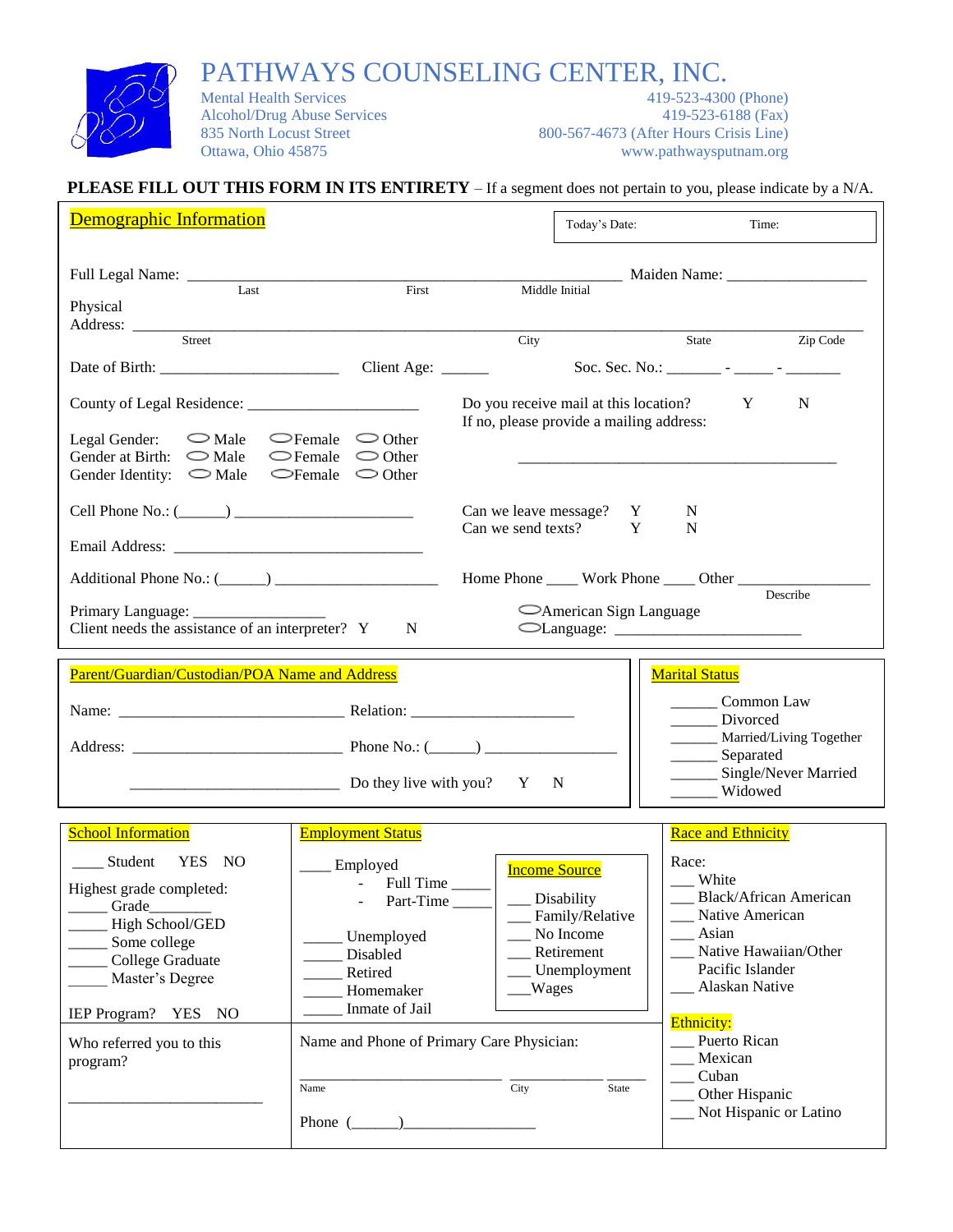# PATHWAYS COUNSELING CENTER, INC.

Mental Health Services
Alcohol/Drug Abuse Services
835 North Locust Street
Ottawa, Ohio 45875

419-523-4300 (Phone)
419-523-6188 (Fax)
800-567-4673 (After Hours Crisis Line)
www.pathwaysputnam.org

**PLEASE FILL OUT THIS FORM IN ITS ENTIRETY** – If a segment does not pertain to you, please indicate by a N/A.

## Demographic Information

Today's Date: Time:

Full Legal Name: ______________________________________________ Maiden Name: ________________
Last First Middle Initial

Physical Address: ________________________________________________________________
Street City State Zip Code

Date of Birth: ____________________ Client Age: ______ Soc. Sec. No.: ______ - _____ - ______

County of Legal Residence: ____________________

Do you receive mail at this location? Y N
If no, please provide a mailing address:

________________________________________

Legal Gender: ⬭ Male ⬭ Female ⬭ Other
Gender at Birth: ⬭ Male ⬭ Female ⬭ Other
Gender Identity: ⬭ Male ⬭ Female ⬭ Other

Cell Phone No.: (______) ____________________

Can we leave message? Y N
Can we send texts? Y N

Email Address: ____________________________

Additional Phone No.: (______) __________________ Home Phone ____ Work Phone ____ Other ______________ (Describe)

Primary Language: ________________
Client needs the assistance of an interpreter? Y N

⬭ American Sign Language
⬭ Language: ______________________

## Parent/Guardian/Custodian/POA Name and Address

Name: ___________________________ Relation: ____________________

Address: _________________________ Phone No.: (______) ________________

_________________________ Do they live with you? Y N

## Marital Status

______ Common Law
______ Divorced
______ Married/Living Together
______ Separated
______ Single/Never Married
______ Widowed

## School Information

____ Student YES NO

Highest grade completed:
_____ Grade________
_____ High School/GED
_____ Some college
_____ College Graduate
_____ Master's Degree

IEP Program? YES NO

Who referred you to this program?

________________________

## Employment Status

____ Employed
- Full Time _____
- Part-Time _____

_____ Unemployed
_____ Disabled
_____ Retired
_____ Homemaker
_____ Inmate of Jail

### Income Source

___ Disability
___ Family/Relative
___ No Income
___ Retirement
___ Unemployment
___ Wages

Name and Phone of Primary Care Physician:

________________________ ____________ _____
Name City State

Phone (______)________________

## Race and Ethnicity

Race:
___ White
___ Black/African American
___ Native American
___ Asian
___ Native Hawaiian/Other Pacific Islander
___ Alaskan Native

### Ethnicity:

___ Puerto Rican
___ Mexican
___ Cuban
___ Other Hispanic
___ Not Hispanic or Latino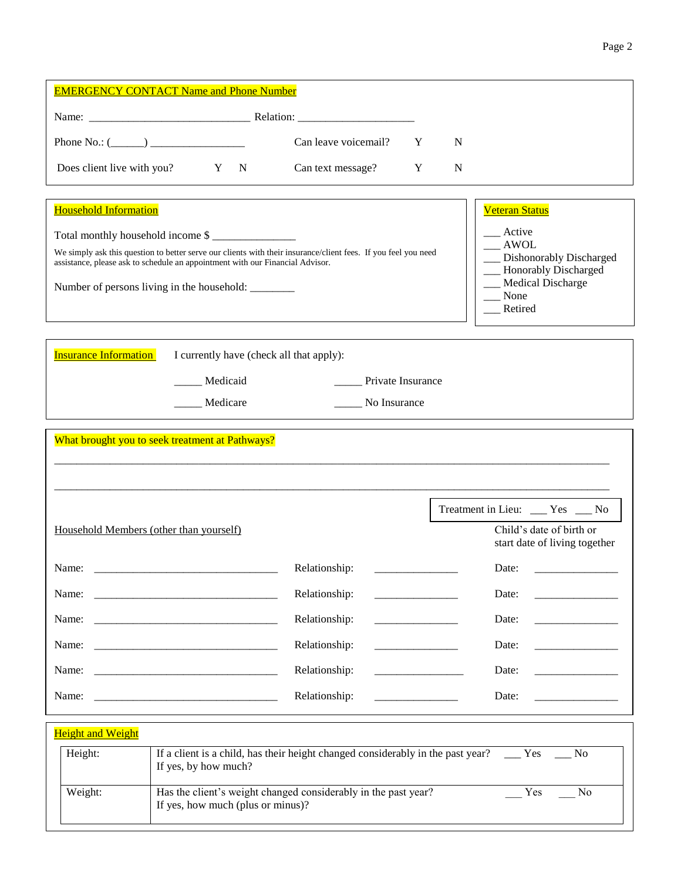## EMERGENCY CONTACT Name and Phone Number

Name: _____________________________ Relation: _____________________

Phone No.: (______) _________________ Can leave voicemail? Y N

Does client live with you? Y N Can text message? Y N

## Household Information

Total monthly household income $ _______________

We simply ask this question to better serve our clients with their insurance/client fees. If you feel you need assistance, please ask to schedule an appointment with our Financial Advisor.

Number of persons living in the household: ________

## Veteran Status

___ Active
___ AWOL
___ Dishonorably Discharged
___ Honorably Discharged
___ Medical Discharge
___ None
___ Retired

## Insurance Information

I currently have (check all that apply):

_____ Medicaid _____ Private Insurance

_____ Medicare _____ No Insurance

## What brought you to seek treatment at Pathways?

_____________________________________________________________________________________________

_____________________________________________________________________________________________

Treatment in Lieu: ___ Yes ___ No

### Household Members (other than yourself)

| Name | Relationship | Child's date of birth or start date of living together |
|---|---|---|
| Name: ________________________ | Relationship: ______________ | Date: ______________ |
| Name: ________________________ | Relationship: ______________ | Date: ______________ |
| Name: ________________________ | Relationship: ______________ | Date: ______________ |
| Name: ________________________ | Relationship: ______________ | Date: ______________ |
| Name: ________________________ | Relationship: ______________ | Date: ______________ |
| Name: ________________________ | Relationship: ______________ | Date: ______________ |

## Height and Weight

| | | |
|---|---|---|
| Height: | If a client is a child, has their height changed considerably in the past year?<br>If yes, by how much? | ___ Yes ___ No |
| Weight: | Has the client's weight changed considerably in the past year?<br>If yes, how much (plus or minus)? | ___ Yes ___ No |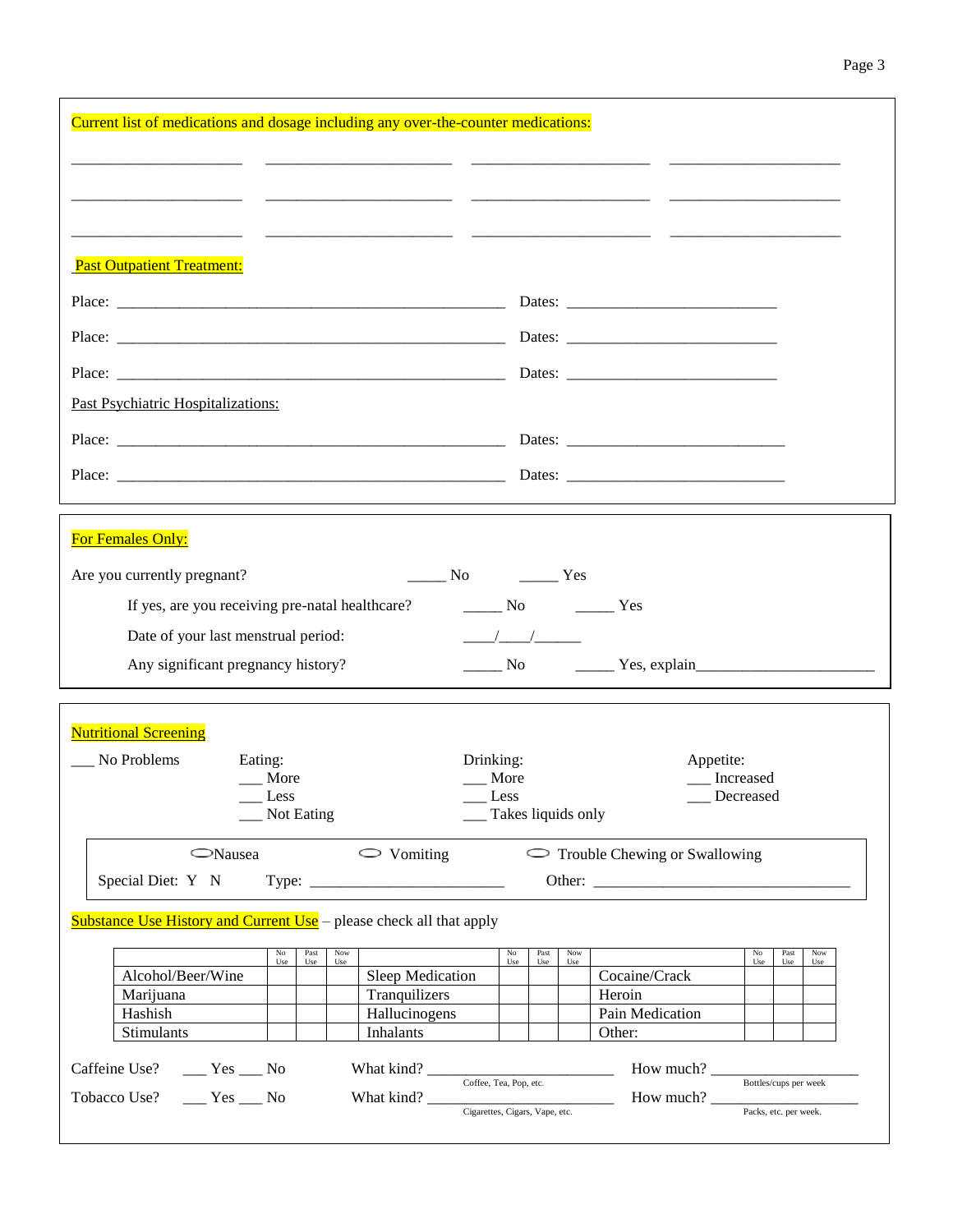**Current list of medications and dosage including any over-the-counter medications:**

_____________________ _____________________ _____________________ _____________________

_____________________ _____________________ _____________________ _____________________

_____________________ _____________________ _____________________ _____________________

**Past Outpatient Treatment:**

Place: ______________________________________________ Dates: _________________________

Place: ______________________________________________ Dates: _________________________

Place: ______________________________________________ Dates: _________________________

Past Psychiatric Hospitalizations:

Place: ______________________________________________ Dates: _________________________

Place: ______________________________________________ Dates: _________________________

**For Females Only:**

Are you currently pregnant? _____ No _____ Yes

If yes, are you receiving pre-natal healthcare? _____ No _____ Yes

Date of your last menstrual period: ____/____/______

Any significant pregnancy history? _____ No _____ Yes, explain______________________

**Nutritional Screening**

___ No Problems

Eating:
___ More
___ Less
___ Not Eating

Drinking:
___ More
___ Less
___ Takes liquids only

Appetite:
___ Increased
___ Decreased

⬭ Nausea ⬭ Vomiting ⬭ Trouble Chewing or Swallowing

Special Diet: Y N Type: ________________________ Other: ________________________________

**Substance Use History and Current Use** – please check all that apply

| | No Use | Past Use | Now Use | | No Use | Past Use | Now Use | | No Use | Past Use | Now Use |
|---|---|---|---|---|---|---|---|---|---|---|---|
| Alcohol/Beer/Wine | | | | Sleep Medication | | | | Cocaine/Crack | | | |
| Marijuana | | | | Tranquilizers | | | | Heroin | | | |
| Hashish | | | | Hallucinogens | | | | Pain Medication | | | |
| Stimulants | | | | Inhalants | | | | Other: | | | |

Caffeine Use? ___ Yes ___ No What kind? ________________________ (Coffee, Tea, Pop, etc.) How much? ___________________ (Bottles/cups per week)

Tobacco Use? ___ Yes ___ No What kind? ________________________ (Cigarettes, Cigars, Vape, etc.) How much? ___________________ (Packs, etc. per week.)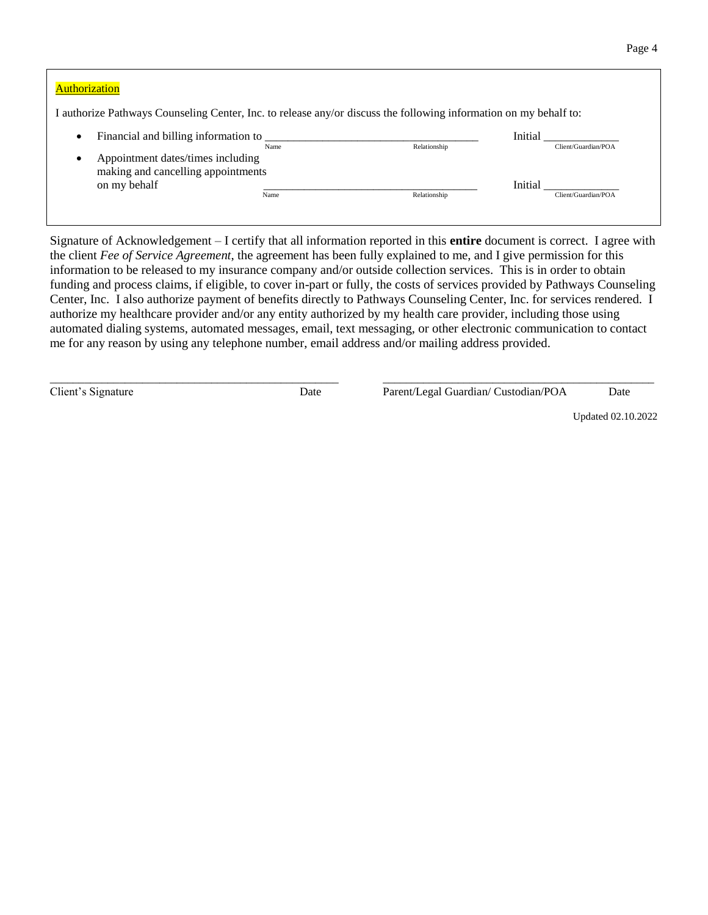## Authorization

I authorize Pathways Counseling Center, Inc. to release any/or discuss the following information on my behalf to:

- Financial and billing information to ______________________________________ Initial ____________
  Name Relationship Client/Guardian/POA
- Appointment dates/times including making and cancelling appointments on my behalf ______________________________________ Initial ____________
  Name Relationship Client/Guardian/POA

Signature of Acknowledgement – I certify that all information reported in this **entire** document is correct. I agree with the client *Fee of Service Agreement*, the agreement has been fully explained to me, and I give permission for this information to be released to my insurance company and/or outside collection services. This is in order to obtain funding and process claims, if eligible, to cover in-part or fully, the costs of services provided by Pathways Counseling Center, Inc. I also authorize payment of benefits directly to Pathways Counseling Center, Inc. for services rendered. I authorize my healthcare provider and/or any entity authorized by my health care provider, including those using automated dialing systems, automated messages, email, text messaging, or other electronic communication to contact me for any reason by using any telephone number, email address and/or mailing address provided.

_____________________________________________ _____________________________________________

Client's Signature Date Parent/Legal Guardian/ Custodian/POA Date

Updated 02.10.2022